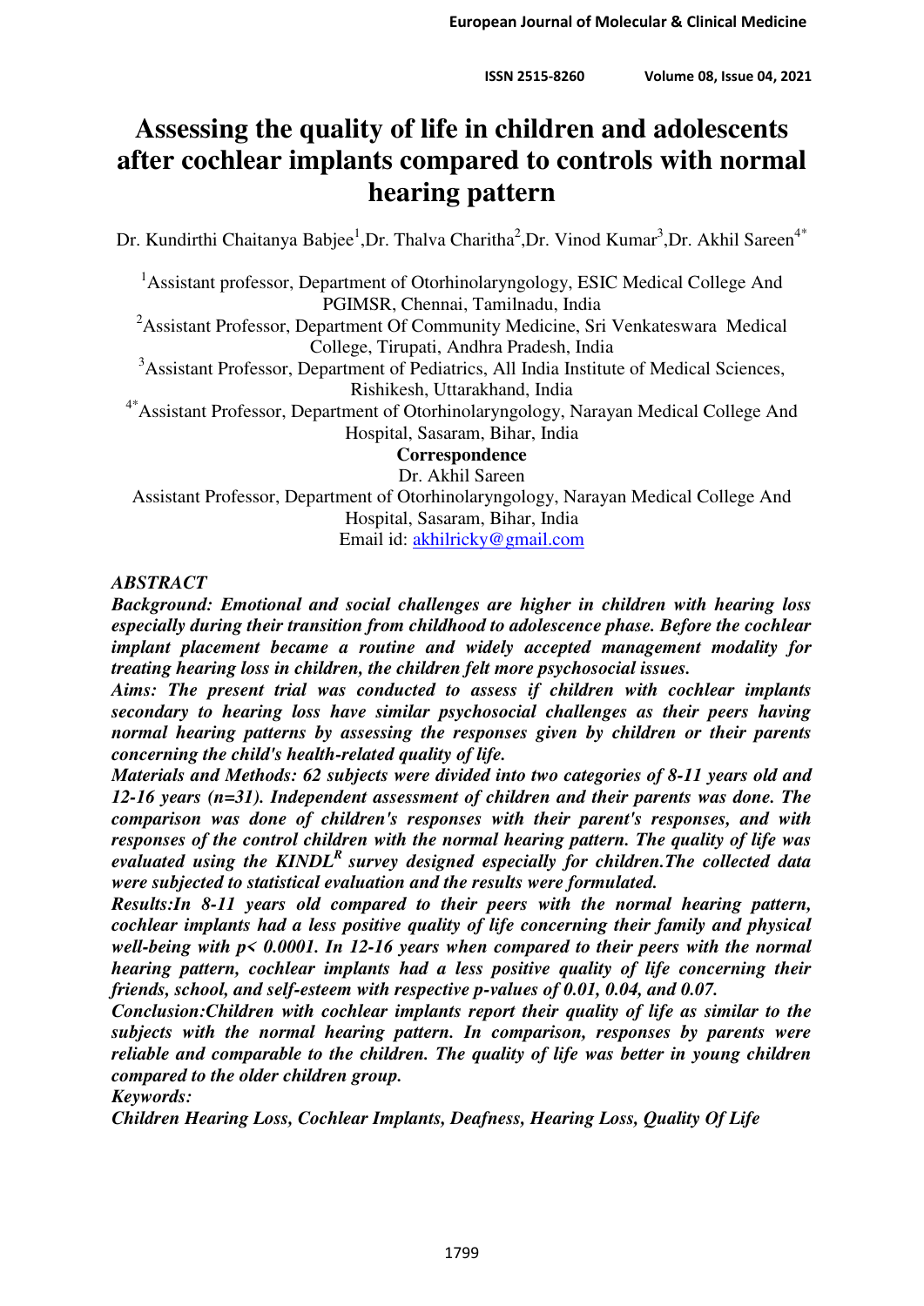# Assessing the quality of life in children and adolescents after cochlear implants compared to controls with normal hearing pattern

Dr. Kundirthi Chaitanya Babjee[1],Dr. Thalva Charitha[2],Dr. Vinod Kumar[3],Dr. Akhil Sareen[4*]

[1]Assistant professor, Department of Otorhinolaryngology, ESIC Medical College And PGIMSR, Chennai, Tamilnadu, India

[2]Assistant Professor, Department Of Community Medicine, Sri Venkateswara Medical College, Tirupati, Andhra Pradesh, India

[3]Assistant Professor, Department of Pediatrics, All India Institute of Medical Sciences, Rishikesh, Uttarakhand, India

[4*]Assistant Professor, Department of Otorhinolaryngology, Narayan Medical College And Hospital, Sasaram, Bihar, India

**Correspondence**

Dr. Akhil Sareen

Assistant Professor, Department of Otorhinolaryngology, Narayan Medical College And Hospital, Sasaram, Bihar, India

Email id: akhilricky@gmail.com

***ABSTRACT***

***Background: Emotional and social challenges are higher in children with hearing loss especially during their transition from childhood to adolescence phase. Before the cochlear implant placement became a routine and widely accepted management modality for treating hearing loss in children, the children felt more psychosocial issues.***

***Aims: The present trial was conducted to assess if children with cochlear implants secondary to hearing loss have similar psychosocial challenges as their peers having normal hearing patterns by assessing the responses given by children or their parents concerning the child's health-related quality of life.***

***Materials and Methods: 62 subjects were divided into two categories of 8-11 years old and 12-16 years (n=31). Independent assessment of children and their parents was done. The comparison was done of children's responses with their parent's responses, and with responses of the control children with the normal hearing pattern. The quality of life was evaluated using the KINDL^R survey designed especially for children.The collected data were subjected to statistical evaluation and the results were formulated.***

***Results:In 8-11 years old compared to their peers with the normal hearing pattern, cochlear implants had a less positive quality of life concerning their family and physical well-being with $p< 0.0001$. In 12-16 years when compared to their peers with the normal hearing pattern, cochlear implants had a less positive quality of life concerning their friends, school, and self-esteem with respective p-values of 0.01, 0.04, and 0.07.***

***Conclusion:Children with cochlear implants report their quality of life as similar to the subjects with the normal hearing pattern. In comparison, responses by parents were reliable and comparable to the children. The quality of life was better in young children compared to the older children group.***

***Keywords:***

***Children Hearing Loss, Cochlear Implants, Deafness, Hearing Loss, Quality Of Life***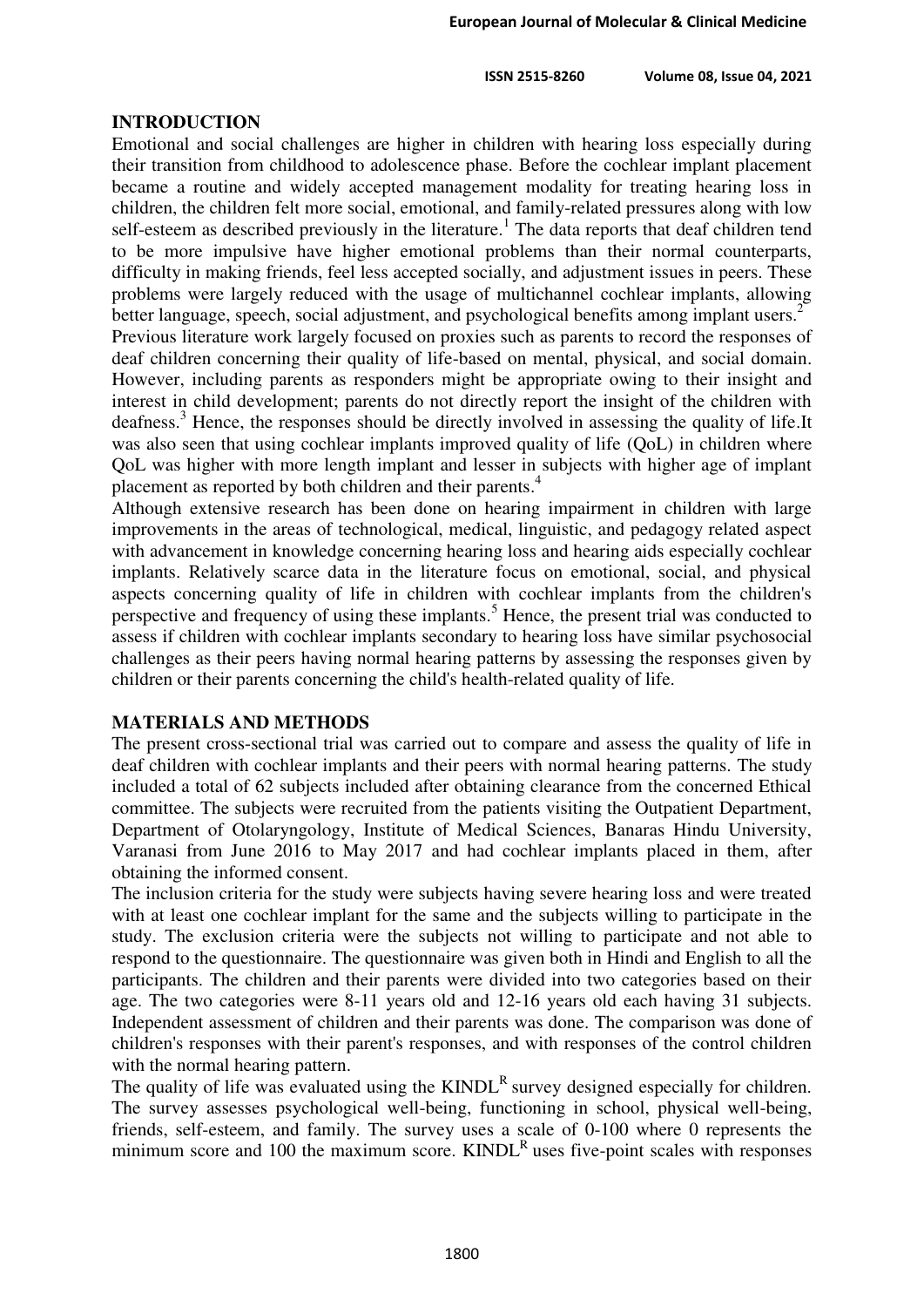## INTRODUCTION

Emotional and social challenges are higher in children with hearing loss especially during their transition from childhood to adolescence phase. Before the cochlear implant placement became a routine and widely accepted management modality for treating hearing loss in children, the children felt more social, emotional, and family-related pressures along with low self-esteem as described previously in the literature.[1] The data reports that deaf children tend to be more impulsive have higher emotional problems than their normal counterparts, difficulty in making friends, feel less accepted socially, and adjustment issues in peers. These problems were largely reduced with the usage of multichannel cochlear implants, allowing better language, speech, social adjustment, and psychological benefits among implant users.[2]

Previous literature work largely focused on proxies such as parents to record the responses of deaf children concerning their quality of life-based on mental, physical, and social domain. However, including parents as responders might be appropriate owing to their insight and interest in child development; parents do not directly report the insight of the children with deafness.[3] Hence, the responses should be directly involved in assessing the quality of life.It was also seen that using cochlear implants improved quality of life (QoL) in children where QoL was higher with more length implant and lesser in subjects with higher age of implant placement as reported by both children and their parents.[4]

Although extensive research has been done on hearing impairment in children with large improvements in the areas of technological, medical, linguistic, and pedagogy related aspect with advancement in knowledge concerning hearing loss and hearing aids especially cochlear implants. Relatively scarce data in the literature focus on emotional, social, and physical aspects concerning quality of life in children with cochlear implants from the children's perspective and frequency of using these implants.[5] Hence, the present trial was conducted to assess if children with cochlear implants secondary to hearing loss have similar psychosocial challenges as their peers having normal hearing patterns by assessing the responses given by children or their parents concerning the child's health-related quality of life.

## MATERIALS AND METHODS

The present cross-sectional trial was carried out to compare and assess the quality of life in deaf children with cochlear implants and their peers with normal hearing patterns. The study included a total of 62 subjects included after obtaining clearance from the concerned Ethical committee. The subjects were recruited from the patients visiting the Outpatient Department, Department of Otolaryngology, Institute of Medical Sciences, Banaras Hindu University, Varanasi from June 2016 to May 2017 and had cochlear implants placed in them, after obtaining the informed consent.

The inclusion criteria for the study were subjects having severe hearing loss and were treated with at least one cochlear implant for the same and the subjects willing to participate in the study. The exclusion criteria were the subjects not willing to participate and not able to respond to the questionnaire. The questionnaire was given both in Hindi and English to all the participants. The children and their parents were divided into two categories based on their age. The two categories were 8-11 years old and 12-16 years old each having 31 subjects. Independent assessment of children and their parents was done. The comparison was done of children's responses with their parent's responses, and with responses of the control children with the normal hearing pattern.

The quality of life was evaluated using the KINDL$^R$ survey designed especially for children. The survey assesses psychological well-being, functioning in school, physical well-being, friends, self-esteem, and family. The survey uses a scale of 0-100 where 0 represents the minimum score and 100 the maximum score. KINDL$^R$ uses five-point scales with responses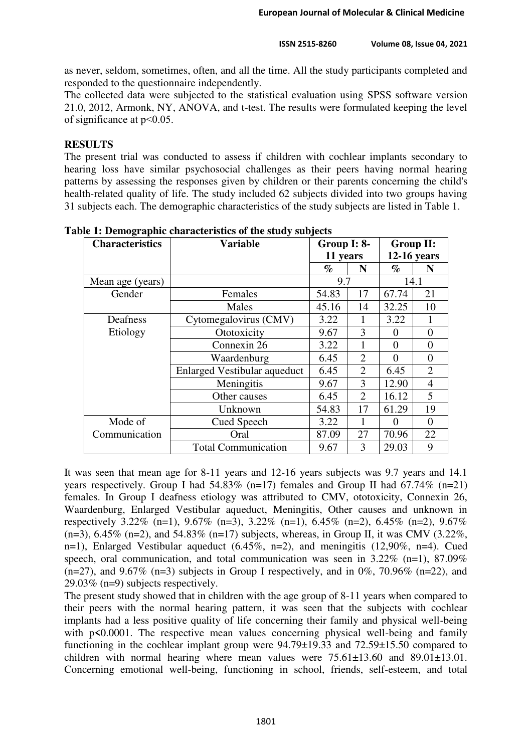as never, seldom, sometimes, often, and all the time. All the study participants completed and responded to the questionnaire independently.

The collected data were subjected to the statistical evaluation using SPSS software version 21.0, 2012, Armonk, NY, ANOVA, and t-test. The results were formulated keeping the level of significance at $p<0.05$.

## RESULTS

The present trial was conducted to assess if children with cochlear implants secondary to hearing loss have similar psychosocial challenges as their peers having normal hearing patterns by assessing the responses given by children or their parents concerning the child's health-related quality of life. The study included 62 subjects divided into two groups having 31 subjects each. The demographic characteristics of the study subjects are listed in Table 1.

**Table 1: Demographic characteristics of the study subjects**

| Characteristics | Variable | Group I: 8-11 years | | Group II: 12-16 years | |
|---|---|---|---|---|---|
| | | % | N | % | N |
| Mean age (years) | | 9.7 | | 14.1 | |
| Gender | Females | 54.83 | 17 | 67.74 | 21 |
| | Males | 45.16 | 14 | 32.25 | 10 |
| Deafness Etiology | Cytomegalovirus (CMV) | 3.22 | 1 | 3.22 | 1 |
| | Ototoxicity | 9.67 | 3 | 0 | 0 |
| | Connexin 26 | 3.22 | 1 | 0 | 0 |
| | Waardenburg | 6.45 | 2 | 0 | 0 |
| | Enlarged Vestibular aqueduct | 6.45 | 2 | 6.45 | 2 |
| | Meningitis | 9.67 | 3 | 12.90 | 4 |
| | Other causes | 6.45 | 2 | 16.12 | 5 |
| | Unknown | 54.83 | 17 | 61.29 | 19 |
| Mode of Communication | Cued Speech | 3.22 | 1 | 0 | 0 |
| | Oral | 87.09 | 27 | 70.96 | 22 |
| | Total Communication | 9.67 | 3 | 29.03 | 9 |

It was seen that mean age for 8-11 years and 12-16 years subjects was 9.7 years and 14.1 years respectively. Group I had 54.83% (n=17) females and Group II had 67.74% (n=21) females. In Group I deafness etiology was attributed to CMV, ototoxicity, Connexin 26, Waardenburg, Enlarged Vestibular aqueduct, Meningitis, Other causes and unknown in respectively 3.22% (n=1), 9.67% (n=3), 3.22% (n=1), 6.45% (n=2), 6.45% (n=2), 9.67% (n=3), 6.45% (n=2), and 54.83% (n=17) subjects, whereas, in Group II, it was CMV (3.22%, n=1), Enlarged Vestibular aqueduct (6.45%, n=2), and meningitis (12,90%, n=4). Cued speech, oral communication, and total communication was seen in 3.22% (n=1), 87.09% (n=27), and 9.67% (n=3) subjects in Group I respectively, and in 0%, 70.96% (n=22), and 29.03% (n=9) subjects respectively.

The present study showed that in children with the age group of 8-11 years when compared to their peers with the normal hearing pattern, it was seen that the subjects with cochlear implants had a less positive quality of life concerning their family and physical well-being with $p<0.0001$. The respective mean values concerning physical well-being and family functioning in the cochlear implant group were 94.79±19.33 and 72.59±15.50 compared to children with normal hearing where mean values were 75.61±13.60 and 89.01±13.01. Concerning emotional well-being, functioning in school, friends, self-esteem, and total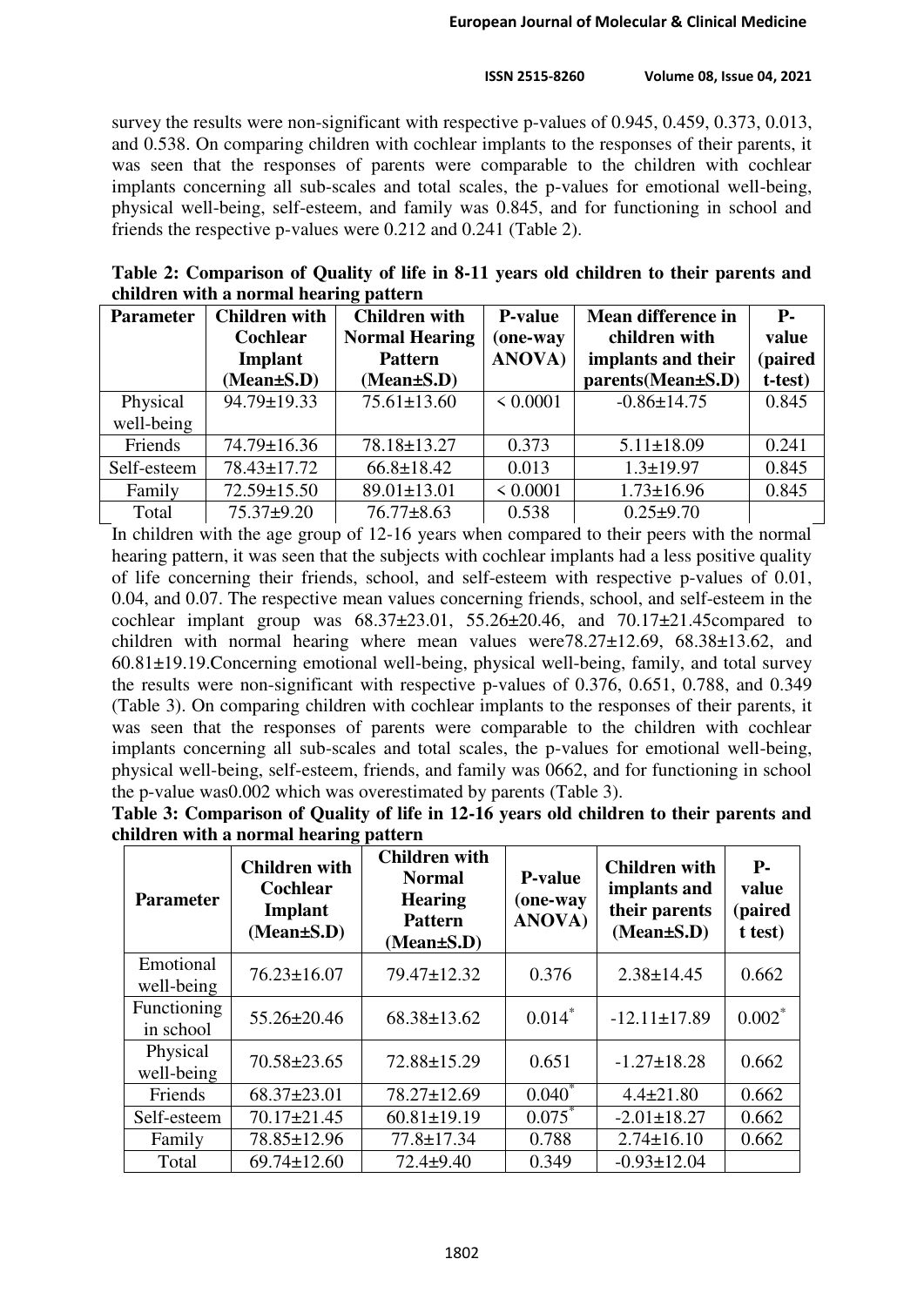survey the results were non-significant with respective p-values of 0.945, 0.459, 0.373, 0.013, and 0.538. On comparing children with cochlear implants to the responses of their parents, it was seen that the responses of parents were comparable to the children with cochlear implants concerning all sub-scales and total scales, the p-values for emotional well-being, physical well-being, self-esteem, and family was 0.845, and for functioning in school and friends the respective p-values were 0.212 and 0.241 (Table 2).

**Table 2: Comparison of Quality of life in 8-11 years old children to their parents and children with a normal hearing pattern**

| Parameter | Children with Cochlear Implant (Mean±S.D) | Children with Normal Hearing Pattern (Mean±S.D) | P-value (one-way ANOVA) | Mean difference in children with implants and their parents(Mean±S.D) | P-value (paired t-test) |
|---|---|---|---|---|---|
| Physical well-being | 94.79±19.33 | 75.61±13.60 | < 0.0001 | -0.86±14.75 | 0.845 |
| Friends | 74.79±16.36 | 78.18±13.27 | 0.373 | 5.11±18.09 | 0.241 |
| Self-esteem | 78.43±17.72 | 66.8±18.42 | 0.013 | 1.3±19.97 | 0.845 |
| Family | 72.59±15.50 | 89.01±13.01 | < 0.0001 | 1.73±16.96 | 0.845 |
| Total | 75.37±9.20 | 76.77±8.63 | 0.538 | 0.25±9.70 | |

In children with the age group of 12-16 years when compared to their peers with the normal hearing pattern, it was seen that the subjects with cochlear implants had a less positive quality of life concerning their friends, school, and self-esteem with respective p-values of 0.01, 0.04, and 0.07. The respective mean values concerning friends, school, and self-esteem in the cochlear implant group was 68.37±23.01, 55.26±20.46, and 70.17±21.45compared to children with normal hearing where mean values were78.27±12.69, 68.38±13.62, and 60.81±19.19.Concerning emotional well-being, physical well-being, family, and total survey the results were non-significant with respective p-values of 0.376, 0.651, 0.788, and 0.349 (Table 3). On comparing children with cochlear implants to the responses of their parents, it was seen that the responses of parents were comparable to the children with cochlear implants concerning all sub-scales and total scales, the p-values for emotional well-being, physical well-being, self-esteem, friends, and family was 0662, and for functioning in school the p-value was0.002 which was overestimated by parents (Table 3).

**Table 3: Comparison of Quality of life in 12-16 years old children to their parents and children with a normal hearing pattern**

| Parameter | Children with Cochlear Implant (Mean±S.D) | Children with Normal Hearing Pattern (Mean±S.D) | P-value (one-way ANOVA) | Children with implants and their parents (Mean±S.D) | P-value (paired t test) |
|---|---|---|---|---|---|
| Emotional well-being | 76.23±16.07 | 79.47±12.32 | 0.376 | 2.38±14.45 | 0.662 |
| Functioning in school | 55.26±20.46 | 68.38±13.62 | 0.014* | -12.11±17.89 | 0.002* |
| Physical well-being | 70.58±23.65 | 72.88±15.29 | 0.651 | -1.27±18.28 | 0.662 |
| Friends | 68.37±23.01 | 78.27±12.69 | 0.040* | 4.4±21.80 | 0.662 |
| Self-esteem | 70.17±21.45 | 60.81±19.19 | 0.075* | -2.01±18.27 | 0.662 |
| Family | 78.85±12.96 | 77.8±17.34 | 0.788 | 2.74±16.10 | 0.662 |
| Total | 69.74±12.60 | 72.4±9.40 | 0.349 | -0.93±12.04 | |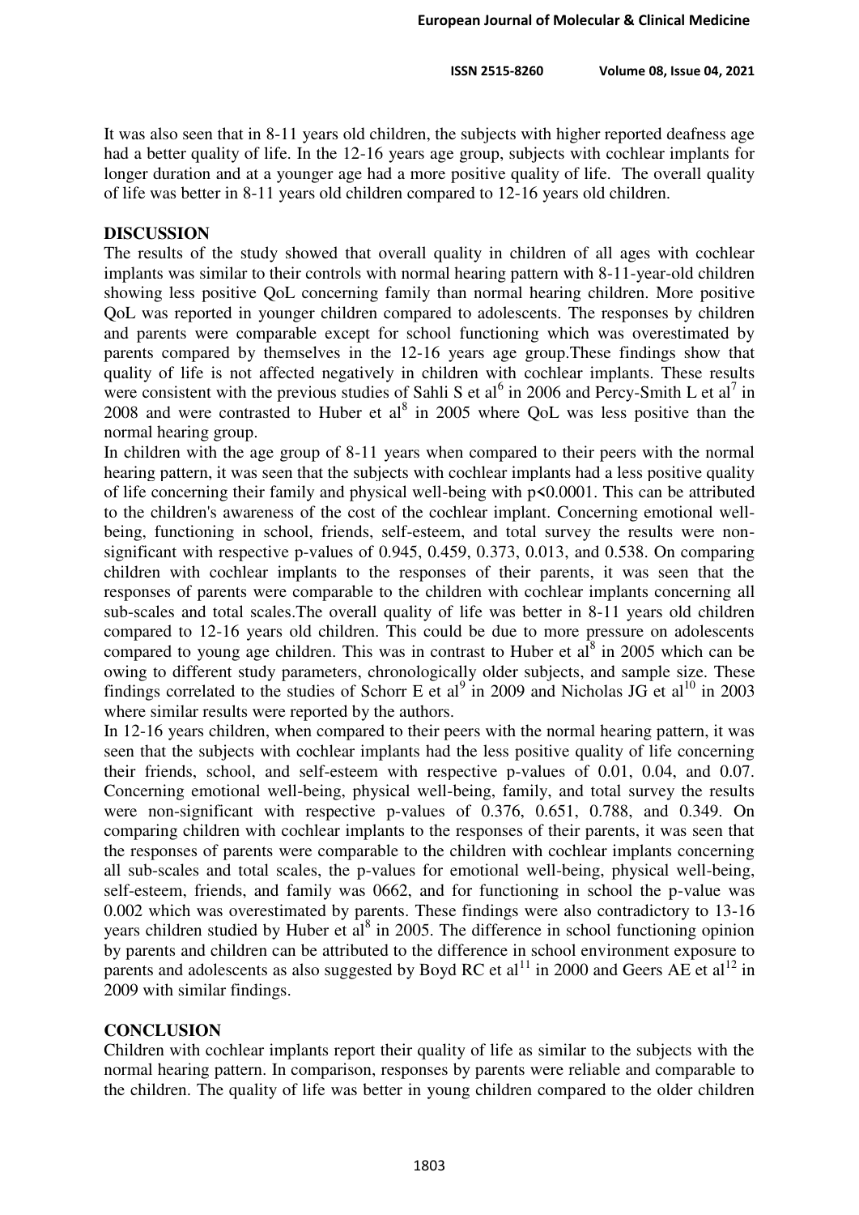It was also seen that in 8-11 years old children, the subjects with higher reported deafness age had a better quality of life. In the 12-16 years age group, subjects with cochlear implants for longer duration and at a younger age had a more positive quality of life. The overall quality of life was better in 8-11 years old children compared to 12-16 years old children.

## DISCUSSION

The results of the study showed that overall quality in children of all ages with cochlear implants was similar to their controls with normal hearing pattern with 8-11-year-old children showing less positive QoL concerning family than normal hearing children. More positive QoL was reported in younger children compared to adolescents. The responses by children and parents were comparable except for school functioning which was overestimated by parents compared by themselves in the 12-16 years age group.These findings show that quality of life is not affected negatively in children with cochlear implants. These results were consistent with the previous studies of Sahli S et al[6] in 2006 and Percy-Smith L et al[7] in 2008 and were contrasted to Huber et al[8] in 2005 where QoL was less positive than the normal hearing group.

In children with the age group of 8-11 years when compared to their peers with the normal hearing pattern, it was seen that the subjects with cochlear implants had a less positive quality of life concerning their family and physical well-being with $p<0.0001$. This can be attributed to the children's awareness of the cost of the cochlear implant. Concerning emotional well-being, functioning in school, friends, self-esteem, and total survey the results were non-significant with respective p-values of 0.945, 0.459, 0.373, 0.013, and 0.538. On comparing children with cochlear implants to the responses of their parents, it was seen that the responses of parents were comparable to the children with cochlear implants concerning all sub-scales and total scales.The overall quality of life was better in 8-11 years old children compared to 12-16 years old children. This could be due to more pressure on adolescents compared to young age children. This was in contrast to Huber et al[8] in 2005 which can be owing to different study parameters, chronologically older subjects, and sample size. These findings correlated to the studies of Schorr E et al[9] in 2009 and Nicholas JG et al[10] in 2003 where similar results were reported by the authors.

In 12-16 years children, when compared to their peers with the normal hearing pattern, it was seen that the subjects with cochlear implants had the less positive quality of life concerning their friends, school, and self-esteem with respective p-values of 0.01, 0.04, and 0.07. Concerning emotional well-being, physical well-being, family, and total survey the results were non-significant with respective p-values of 0.376, 0.651, 0.788, and 0.349. On comparing children with cochlear implants to the responses of their parents, it was seen that the responses of parents were comparable to the children with cochlear implants concerning all sub-scales and total scales, the p-values for emotional well-being, physical well-being, self-esteem, friends, and family was 0662, and for functioning in school the p-value was 0.002 which was overestimated by parents. These findings were also contradictory to 13-16 years children studied by Huber et al[8] in 2005. The difference in school functioning opinion by parents and children can be attributed to the difference in school environment exposure to parents and adolescents as also suggested by Boyd RC et al[11] in 2000 and Geers AE et al[12] in 2009 with similar findings.

## CONCLUSION

Children with cochlear implants report their quality of life as similar to the subjects with the normal hearing pattern. In comparison, responses by parents were reliable and comparable to the children. The quality of life was better in young children compared to the older children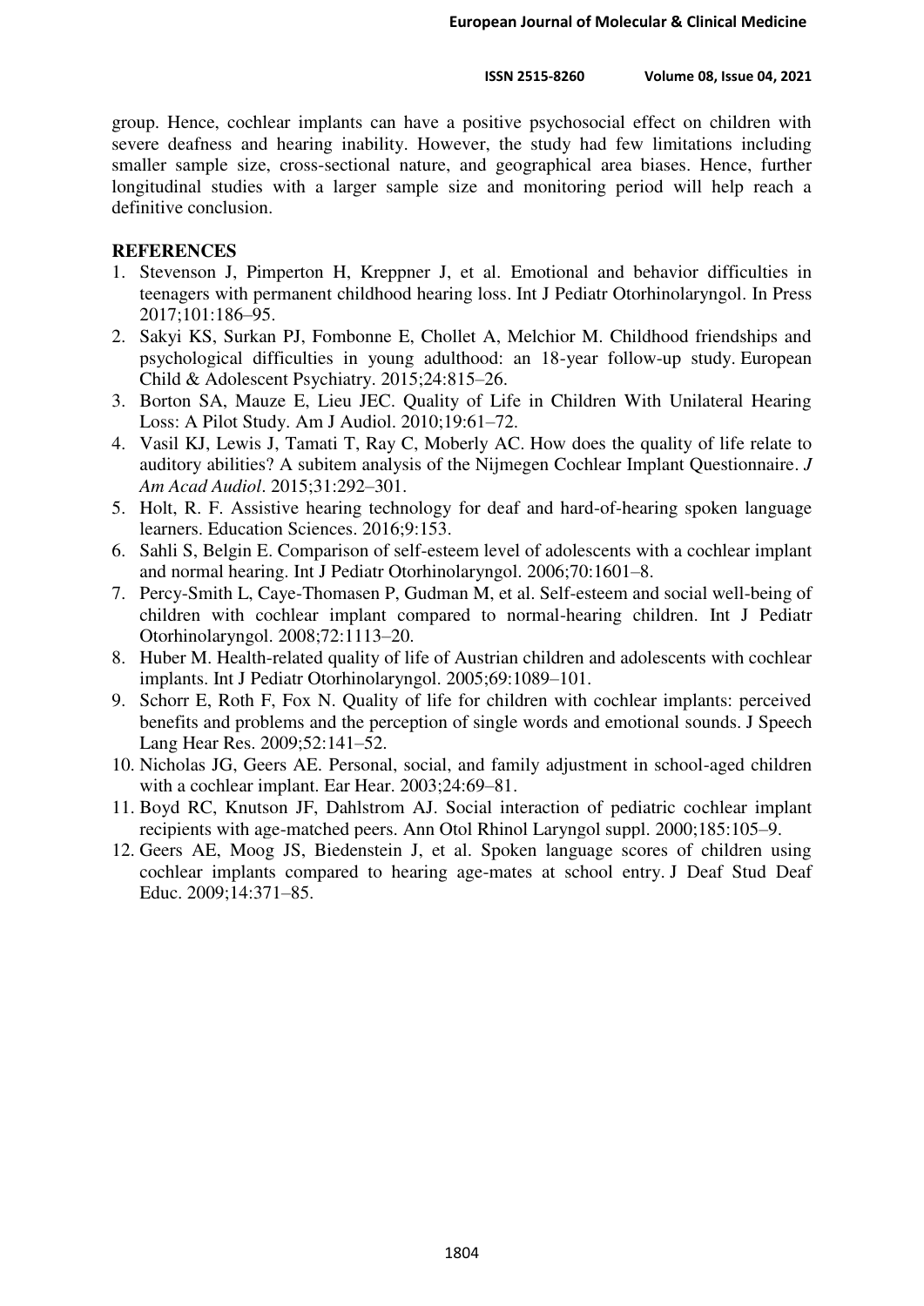group. Hence, cochlear implants can have a positive psychosocial effect on children with severe deafness and hearing inability. However, the study had few limitations including smaller sample size, cross-sectional nature, and geographical area biases. Hence, further longitudinal studies with a larger sample size and monitoring period will help reach a definitive conclusion.

## REFERENCES

1. Stevenson J, Pimperton H, Kreppner J, et al. Emotional and behavior difficulties in teenagers with permanent childhood hearing loss. Int J Pediatr Otorhinolaryngol. In Press 2017;101:186–95.
2. Sakyi KS, Surkan PJ, Fombonne E, Chollet A, Melchior M. Childhood friendships and psychological difficulties in young adulthood: an 18-year follow-up study. European Child & Adolescent Psychiatry. 2015;24:815–26.
3. Borton SA, Mauze E, Lieu JEC. Quality of Life in Children With Unilateral Hearing Loss: A Pilot Study. Am J Audiol. 2010;19:61–72.
4. Vasil KJ, Lewis J, Tamati T, Ray C, Moberly AC. How does the quality of life relate to auditory abilities? A subitem analysis of the Nijmegen Cochlear Implant Questionnaire. *J Am Acad Audiol*. 2015;31:292–301.
5. Holt, R. F. Assistive hearing technology for deaf and hard-of-hearing spoken language learners. Education Sciences. 2016;9:153.
6. Sahli S, Belgin E. Comparison of self-esteem level of adolescents with a cochlear implant and normal hearing. Int J Pediatr Otorhinolaryngol. 2006;70:1601–8.
7. Percy-Smith L, Caye-Thomasen P, Gudman M, et al. Self-esteem and social well-being of children with cochlear implant compared to normal-hearing children. Int J Pediatr Otorhinolaryngol. 2008;72:1113–20.
8. Huber M. Health-related quality of life of Austrian children and adolescents with cochlear implants. Int J Pediatr Otorhinolaryngol. 2005;69:1089–101.
9. Schorr E, Roth F, Fox N. Quality of life for children with cochlear implants: perceived benefits and problems and the perception of single words and emotional sounds. J Speech Lang Hear Res. 2009;52:141–52.
10. Nicholas JG, Geers AE. Personal, social, and family adjustment in school-aged children with a cochlear implant. Ear Hear. 2003;24:69–81.
11. Boyd RC, Knutson JF, Dahlstrom AJ. Social interaction of pediatric cochlear implant recipients with age-matched peers. Ann Otol Rhinol Laryngol suppl. 2000;185:105–9.
12. Geers AE, Moog JS, Biedenstein J, et al. Spoken language scores of children using cochlear implants compared to hearing age-mates at school entry. J Deaf Stud Deaf Educ. 2009;14:371–85.